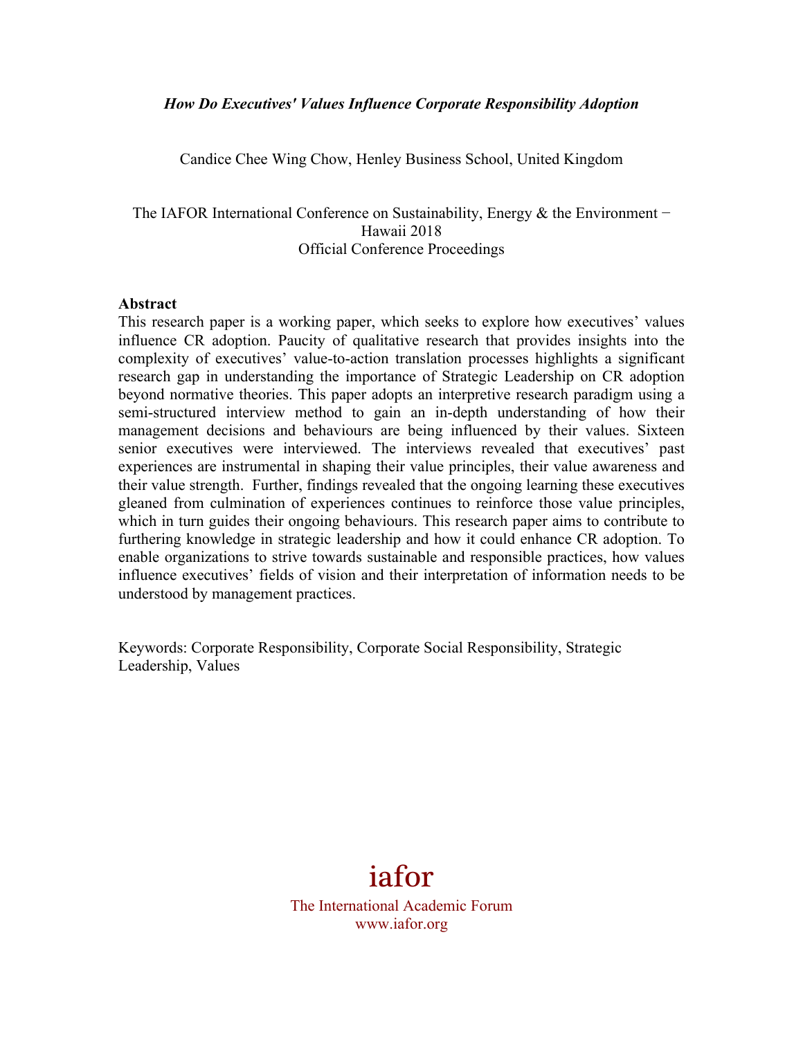*How Do Executives' Values Influence Corporate Responsibility Adoption*

Candice Chee Wing Chow, Henley Business School, United Kingdom

The IAFOR International Conference on Sustainability, Energy & the Environment − Hawaii 2018
Official Conference Proceedings

**Abstract**

This research paper is a working paper, which seeks to explore how executives' values influence CR adoption. Paucity of qualitative research that provides insights into the complexity of executives' value-to-action translation processes highlights a significant research gap in understanding the importance of Strategic Leadership on CR adoption beyond normative theories. This paper adopts an interpretive research paradigm using a semi-structured interview method to gain an in-depth understanding of how their management decisions and behaviours are being influenced by their values. Sixteen senior executives were interviewed. The interviews revealed that executives' past experiences are instrumental in shaping their value principles, their value awareness and their value strength. Further, findings revealed that the ongoing learning these executives gleaned from culmination of experiences continues to reinforce those value principles, which in turn guides their ongoing behaviours. This research paper aims to contribute to furthering knowledge in strategic leadership and how it could enhance CR adoption. To enable organizations to strive towards sustainable and responsible practices, how values influence executives' fields of vision and their interpretation of information needs to be understood by management practices.

Keywords: Corporate Responsibility, Corporate Social Responsibility, Strategic Leadership, Values

iafor
The International Academic Forum
www.iafor.org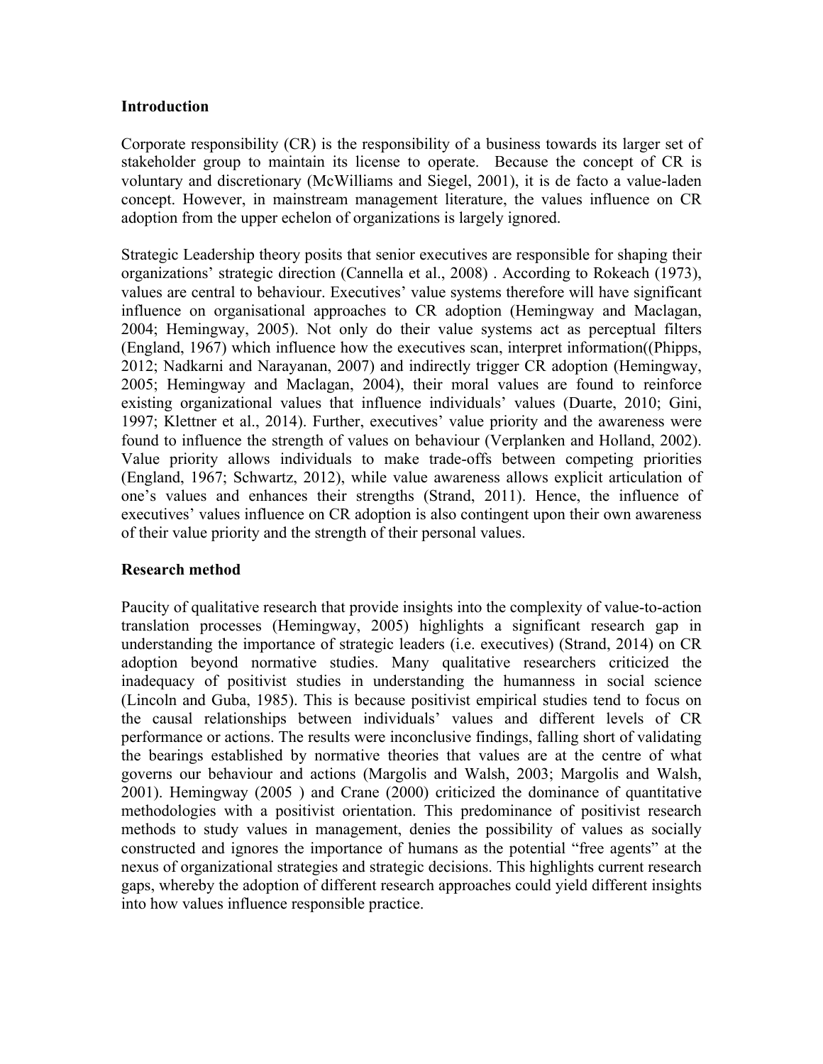## Introduction

Corporate responsibility (CR) is the responsibility of a business towards its larger set of stakeholder group to maintain its license to operate. Because the concept of CR is voluntary and discretionary (McWilliams and Siegel, 2001), it is de facto a value-laden concept. However, in mainstream management literature, the values influence on CR adoption from the upper echelon of organizations is largely ignored.

Strategic Leadership theory posits that senior executives are responsible for shaping their organizations' strategic direction (Cannella et al., 2008) . According to Rokeach (1973), values are central to behaviour. Executives' value systems therefore will have significant influence on organisational approaches to CR adoption (Hemingway and Maclagan, 2004; Hemingway, 2005). Not only do their value systems act as perceptual filters (England, 1967) which influence how the executives scan, interpret information((Phipps, 2012; Nadkarni and Narayanan, 2007) and indirectly trigger CR adoption (Hemingway, 2005; Hemingway and Maclagan, 2004), their moral values are found to reinforce existing organizational values that influence individuals' values (Duarte, 2010; Gini, 1997; Klettner et al., 2014). Further, executives' value priority and the awareness were found to influence the strength of values on behaviour (Verplanken and Holland, 2002). Value priority allows individuals to make trade-offs between competing priorities (England, 1967; Schwartz, 2012), while value awareness allows explicit articulation of one's values and enhances their strengths (Strand, 2011). Hence, the influence of executives' values influence on CR adoption is also contingent upon their own awareness of their value priority and the strength of their personal values.

## Research method

Paucity of qualitative research that provide insights into the complexity of value-to-action translation processes (Hemingway, 2005) highlights a significant research gap in understanding the importance of strategic leaders (i.e. executives) (Strand, 2014) on CR adoption beyond normative studies. Many qualitative researchers criticized the inadequacy of positivist studies in understanding the humanness in social science (Lincoln and Guba, 1985). This is because positivist empirical studies tend to focus on the causal relationships between individuals' values and different levels of CR performance or actions. The results were inconclusive findings, falling short of validating the bearings established by normative theories that values are at the centre of what governs our behaviour and actions (Margolis and Walsh, 2003; Margolis and Walsh, 2001). Hemingway (2005 ) and Crane (2000) criticized the dominance of quantitative methodologies with a positivist orientation. This predominance of positivist research methods to study values in management, denies the possibility of values as socially constructed and ignores the importance of humans as the potential "free agents" at the nexus of organizational strategies and strategic decisions. This highlights current research gaps, whereby the adoption of different research approaches could yield different insights into how values influence responsible practice.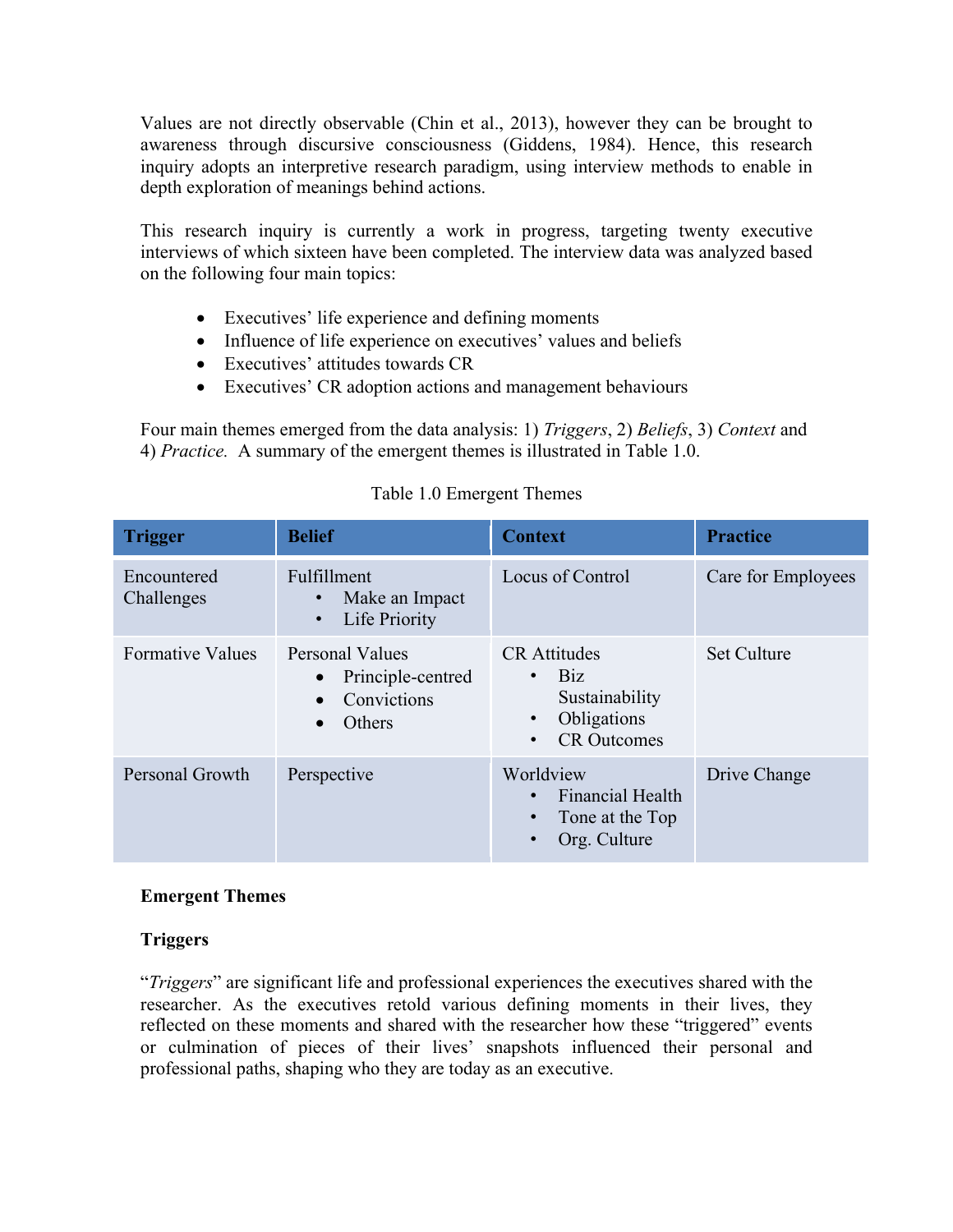Values are not directly observable (Chin et al., 2013), however they can be brought to awareness through discursive consciousness (Giddens, 1984). Hence, this research inquiry adopts an interpretive research paradigm, using interview methods to enable in depth exploration of meanings behind actions.

This research inquiry is currently a work in progress, targeting twenty executive interviews of which sixteen have been completed. The interview data was analyzed based on the following four main topics:

- Executives' life experience and defining moments
- Influence of life experience on executives' values and beliefs
- Executives' attitudes towards CR
- Executives' CR adoption actions and management behaviours

Four main themes emerged from the data analysis: 1) *Triggers*, 2) *Beliefs*, 3) *Context* and 4) *Practice.* A summary of the emergent themes is illustrated in Table 1.0.

Table 1.0 Emergent Themes

| Trigger | Belief | Context | Practice |
| --- | --- | --- | --- |
| Encountered Challenges | Fulfillment<br>• Make an Impact<br>• Life Priority | Locus of Control | Care for Employees |
| Formative Values | Personal Values<br>• Principle-centred<br>• Convictions<br>• Others | CR Attitudes<br>• Biz Sustainability<br>• Obligations<br>• CR Outcomes | Set Culture |
| Personal Growth | Perspective | Worldview<br>• Financial Health<br>• Tone at the Top<br>• Org. Culture | Drive Change |

**Emergent Themes**

**Triggers**

"*Triggers*" are significant life and professional experiences the executives shared with the researcher. As the executives retold various defining moments in their lives, they reflected on these moments and shared with the researcher how these "triggered" events or culmination of pieces of their lives' snapshots influenced their personal and professional paths, shaping who they are today as an executive.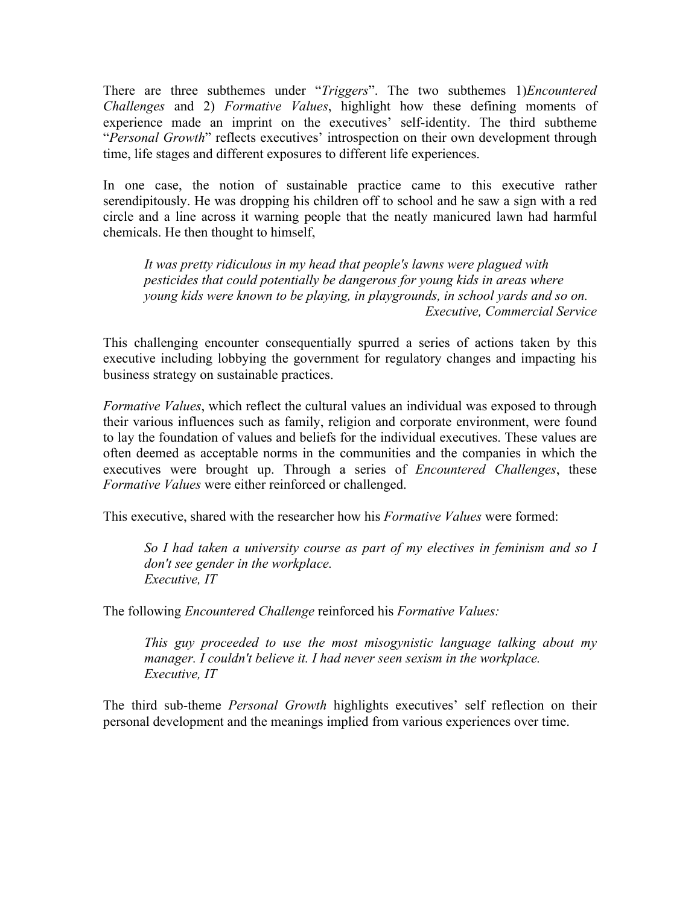There are three subthemes under "*Triggers*". The two subthemes 1)*Encountered Challenges* and 2) *Formative Values*, highlight how these defining moments of experience made an imprint on the executives' self-identity. The third subtheme "*Personal Growth*" reflects executives' introspection on their own development through time, life stages and different exposures to different life experiences.

In one case, the notion of sustainable practice came to this executive rather serendipitously. He was dropping his children off to school and he saw a sign with a red circle and a line across it warning people that the neatly manicured lawn had harmful chemicals. He then thought to himself,

> *It was pretty ridiculous in my head that people's lawns were plagued with pesticides that could potentially be dangerous for young kids in areas where young kids were known to be playing, in playgrounds, in school yards and so on.*
> *Executive, Commercial Service*

This challenging encounter consequentially spurred a series of actions taken by this executive including lobbying the government for regulatory changes and impacting his business strategy on sustainable practices.

*Formative Values*, which reflect the cultural values an individual was exposed to through their various influences such as family, religion and corporate environment, were found to lay the foundation of values and beliefs for the individual executives. These values are often deemed as acceptable norms in the communities and the companies in which the executives were brought up. Through a series of *Encountered Challenges*, these *Formative Values* were either reinforced or challenged.

This executive, shared with the researcher how his *Formative Values* were formed:

> *So I had taken a university course as part of my electives in feminism and so I don't see gender in the workplace.*
> *Executive, IT*

The following *Encountered Challenge* reinforced his *Formative Values:*

> *This guy proceeded to use the most misogynistic language talking about my manager. I couldn't believe it. I had never seen sexism in the workplace.*
> *Executive, IT*

The third sub-theme *Personal Growth* highlights executives' self reflection on their personal development and the meanings implied from various experiences over time.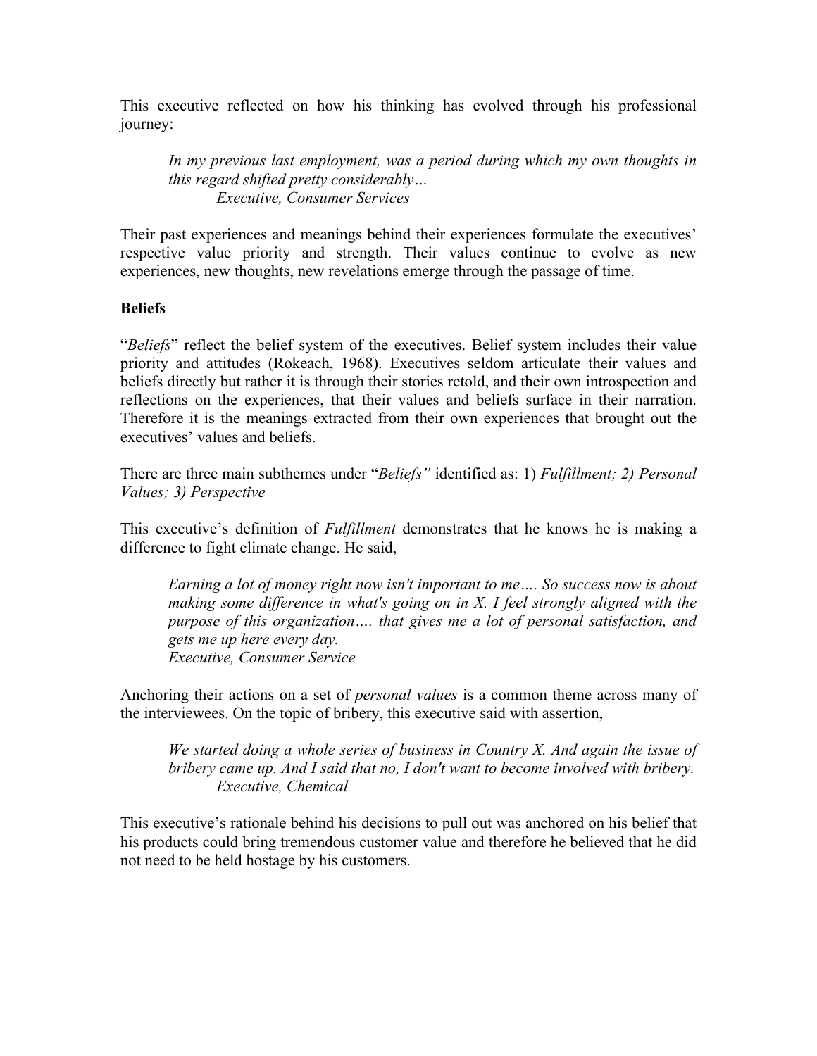This executive reflected on how his thinking has evolved through his professional journey:

> *In my previous last employment, was a period during which my own thoughts in this regard shifted pretty considerably…*
> *Executive, Consumer Services*

Their past experiences and meanings behind their experiences formulate the executives' respective value priority and strength. Their values continue to evolve as new experiences, new thoughts, new revelations emerge through the passage of time.

**Beliefs**

"*Beliefs*" reflect the belief system of the executives. Belief system includes their value priority and attitudes (Rokeach, 1968). Executives seldom articulate their values and beliefs directly but rather it is through their stories retold, and their own introspection and reflections on the experiences, that their values and beliefs surface in their narration. Therefore it is the meanings extracted from their own experiences that brought out the executives' values and beliefs.

There are three main subthemes under "*Beliefs"* identified as: 1) *Fulfillment; 2) Personal Values; 3) Perspective*

This executive's definition of *Fulfillment* demonstrates that he knows he is making a difference to fight climate change. He said,

> *Earning a lot of money right now isn't important to me…. So success now is about making some difference in what's going on in X. I feel strongly aligned with the purpose of this organization…. that gives me a lot of personal satisfaction, and gets me up here every day.*
> *Executive, Consumer Service*

Anchoring their actions on a set of *personal values* is a common theme across many of the interviewees. On the topic of bribery, this executive said with assertion,

> *We started doing a whole series of business in Country X. And again the issue of bribery came up. And I said that no, I don't want to become involved with bribery.*
> *Executive, Chemical*

This executive's rationale behind his decisions to pull out was anchored on his belief that his products could bring tremendous customer value and therefore he believed that he did not need to be held hostage by his customers.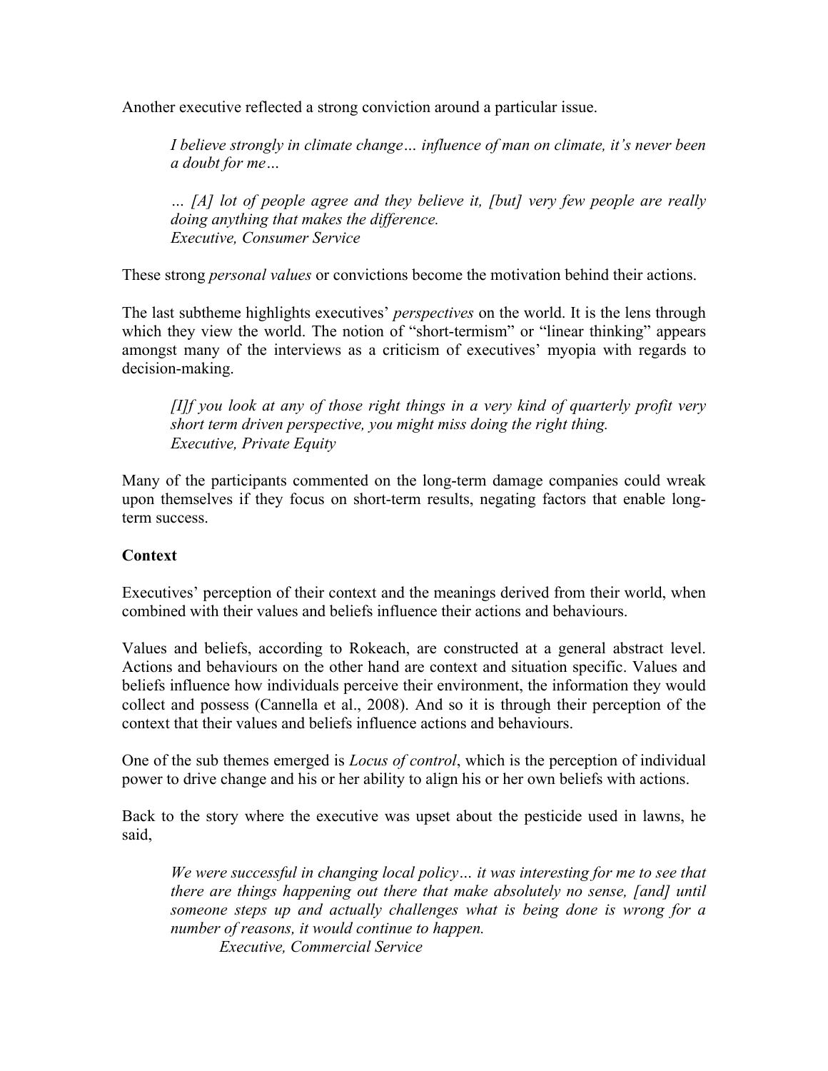Another executive reflected a strong conviction around a particular issue.

> *I believe strongly in climate change… influence of man on climate, it's never been a doubt for me…*
>
> *… [A] lot of people agree and they believe it, [but] very few people are really doing anything that makes the difference.*
> *Executive, Consumer Service*

These strong *personal values* or convictions become the motivation behind their actions.

The last subtheme highlights executives' *perspectives* on the world. It is the lens through which they view the world. The notion of "short-termism" or "linear thinking" appears amongst many of the interviews as a criticism of executives' myopia with regards to decision-making.

> *[I]f you look at any of those right things in a very kind of quarterly profit very short term driven perspective, you might miss doing the right thing.*
> *Executive, Private Equity*

Many of the participants commented on the long-term damage companies could wreak upon themselves if they focus on short-term results, negating factors that enable long-term success.

**Context**

Executives' perception of their context and the meanings derived from their world, when combined with their values and beliefs influence their actions and behaviours.

Values and beliefs, according to Rokeach, are constructed at a general abstract level. Actions and behaviours on the other hand are context and situation specific. Values and beliefs influence how individuals perceive their environment, the information they would collect and possess (Cannella et al., 2008). And so it is through their perception of the context that their values and beliefs influence actions and behaviours.

One of the sub themes emerged is *Locus of control*, which is the perception of individual power to drive change and his or her ability to align his or her own beliefs with actions.

Back to the story where the executive was upset about the pesticide used in lawns, he said,

> *We were successful in changing local policy… it was interesting for me to see that there are things happening out there that make absolutely no sense, [and] until someone steps up and actually challenges what is being done is wrong for a number of reasons, it would continue to happen.*
> *Executive, Commercial Service*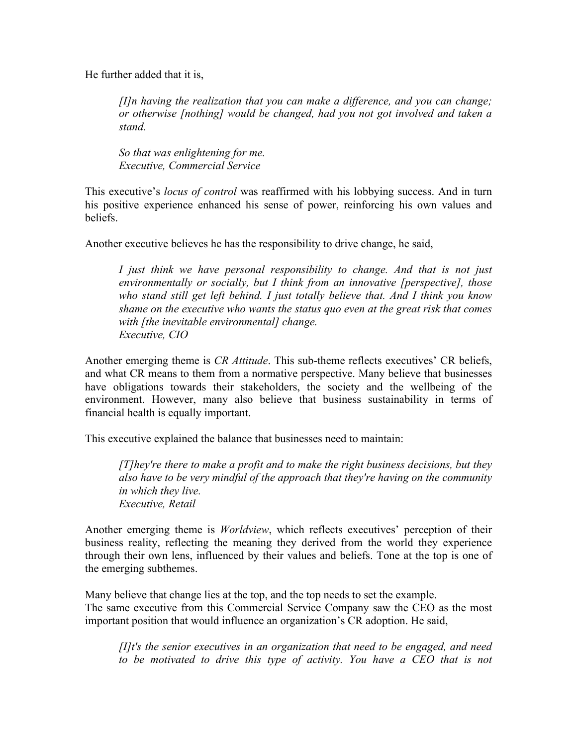He further added that it is,

> *[I]n having the realization that you can make a difference, and you can change; or otherwise [nothing] would be changed, had you not got involved and taken a stand.*
>
> *So that was enlightening for me.*
> *Executive, Commercial Service*

This executive's *locus of control* was reaffirmed with his lobbying success. And in turn his positive experience enhanced his sense of power, reinforcing his own values and beliefs.

Another executive believes he has the responsibility to drive change, he said,

> *I just think we have personal responsibility to change. And that is not just environmentally or socially, but I think from an innovative [perspective], those who stand still get left behind. I just totally believe that. And I think you know shame on the executive who wants the status quo even at the great risk that comes with [the inevitable environmental] change.*
> *Executive, CIO*

Another emerging theme is *CR Attitude*. This sub-theme reflects executives' CR beliefs, and what CR means to them from a normative perspective. Many believe that businesses have obligations towards their stakeholders, the society and the wellbeing of the environment. However, many also believe that business sustainability in terms of financial health is equally important.

This executive explained the balance that businesses need to maintain:

> *[T]hey're there to make a profit and to make the right business decisions, but they also have to be very mindful of the approach that they're having on the community in which they live.*
> *Executive, Retail*

Another emerging theme is *Worldview*, which reflects executives' perception of their business reality, reflecting the meaning they derived from the world they experience through their own lens, influenced by their values and beliefs. Tone at the top is one of the emerging subthemes.

Many believe that change lies at the top, and the top needs to set the example.
The same executive from this Commercial Service Company saw the CEO as the most important position that would influence an organization's CR adoption. He said,

> *[I]t's the senior executives in an organization that need to be engaged, and need to be motivated to drive this type of activity. You have a CEO that is not*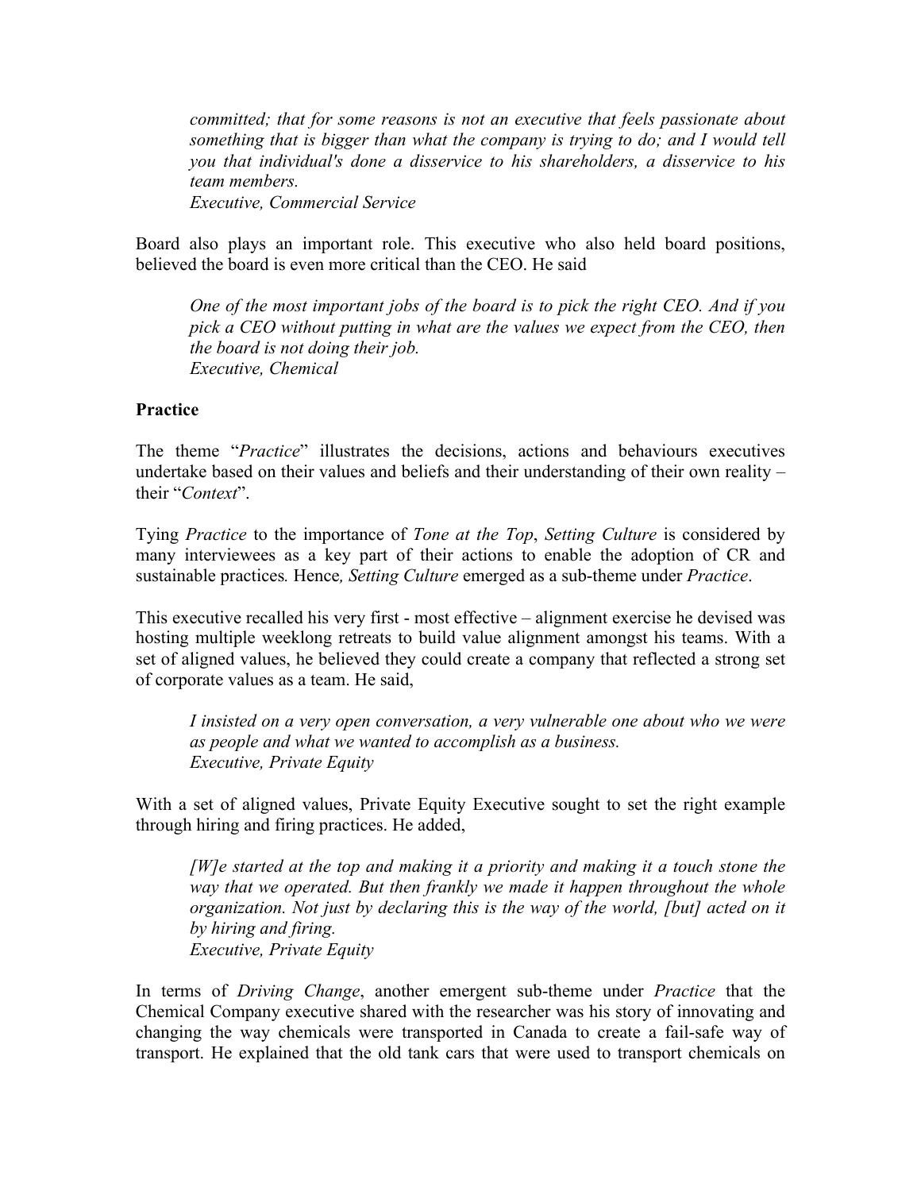*committed; that for some reasons is not an executive that feels passionate about something that is bigger than what the company is trying to do; and I would tell you that individual's done a disservice to his shareholders, a disservice to his team members.*
*Executive, Commercial Service*

Board also plays an important role. This executive who also held board positions, believed the board is even more critical than the CEO. He said

> *One of the most important jobs of the board is to pick the right CEO. And if you pick a CEO without putting in what are the values we expect from the CEO, then the board is not doing their job.*
> *Executive, Chemical*

**Practice**

The theme "*Practice*" illustrates the decisions, actions and behaviours executives undertake based on their values and beliefs and their understanding of their own reality – their "*Context*".

Tying *Practice* to the importance of *Tone at the Top*, *Setting Culture* is considered by many interviewees as a key part of their actions to enable the adoption of CR and sustainable practices*.* Hence*, Setting Culture* emerged as a sub-theme under *Practice*.

This executive recalled his very first - most effective – alignment exercise he devised was hosting multiple weeklong retreats to build value alignment amongst his teams. With a set of aligned values, he believed they could create a company that reflected a strong set of corporate values as a team. He said,

> *I insisted on a very open conversation, a very vulnerable one about who we were as people and what we wanted to accomplish as a business.*
> *Executive, Private Equity*

With a set of aligned values, Private Equity Executive sought to set the right example through hiring and firing practices. He added,

> *[W]e started at the top and making it a priority and making it a touch stone the way that we operated. But then frankly we made it happen throughout the whole organization. Not just by declaring this is the way of the world, [but] acted on it by hiring and firing.*
> *Executive, Private Equity*

In terms of *Driving Change*, another emergent sub-theme under *Practice* that the Chemical Company executive shared with the researcher was his story of innovating and changing the way chemicals were transported in Canada to create a fail-safe way of transport. He explained that the old tank cars that were used to transport chemicals on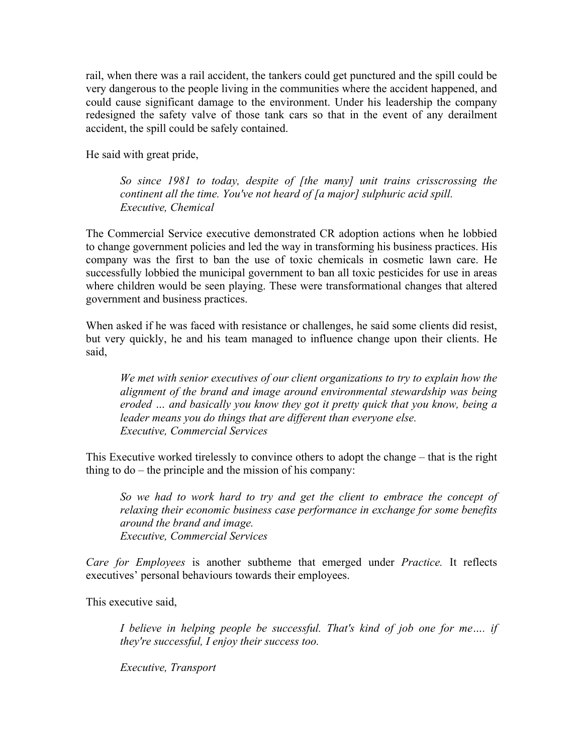rail, when there was a rail accident, the tankers could get punctured and the spill could be very dangerous to the people living in the communities where the accident happened, and could cause significant damage to the environment. Under his leadership the company redesigned the safety valve of those tank cars so that in the event of any derailment accident, the spill could be safely contained.

He said with great pride,

> *So since 1981 to today, despite of [the many] unit trains crisscrossing the continent all the time. You've not heard of [a major] sulphuric acid spill.*
> *Executive, Chemical*

The Commercial Service executive demonstrated CR adoption actions when he lobbied to change government policies and led the way in transforming his business practices. His company was the first to ban the use of toxic chemicals in cosmetic lawn care. He successfully lobbied the municipal government to ban all toxic pesticides for use in areas where children would be seen playing. These were transformational changes that altered government and business practices.

When asked if he was faced with resistance or challenges, he said some clients did resist, but very quickly, he and his team managed to influence change upon their clients. He said,

> *We met with senior executives of our client organizations to try to explain how the alignment of the brand and image around environmental stewardship was being eroded … and basically you know they got it pretty quick that you know, being a leader means you do things that are different than everyone else.*
> *Executive, Commercial Services*

This Executive worked tirelessly to convince others to adopt the change – that is the right thing to do – the principle and the mission of his company:

> *So we had to work hard to try and get the client to embrace the concept of relaxing their economic business case performance in exchange for some benefits around the brand and image.*
> *Executive, Commercial Services*

*Care for Employees* is another subtheme that emerged under *Practice.* It reflects executives' personal behaviours towards their employees.

This executive said,

> *I believe in helping people be successful. That's kind of job one for me…. if they're successful, I enjoy their success too.*
>
> *Executive, Transport*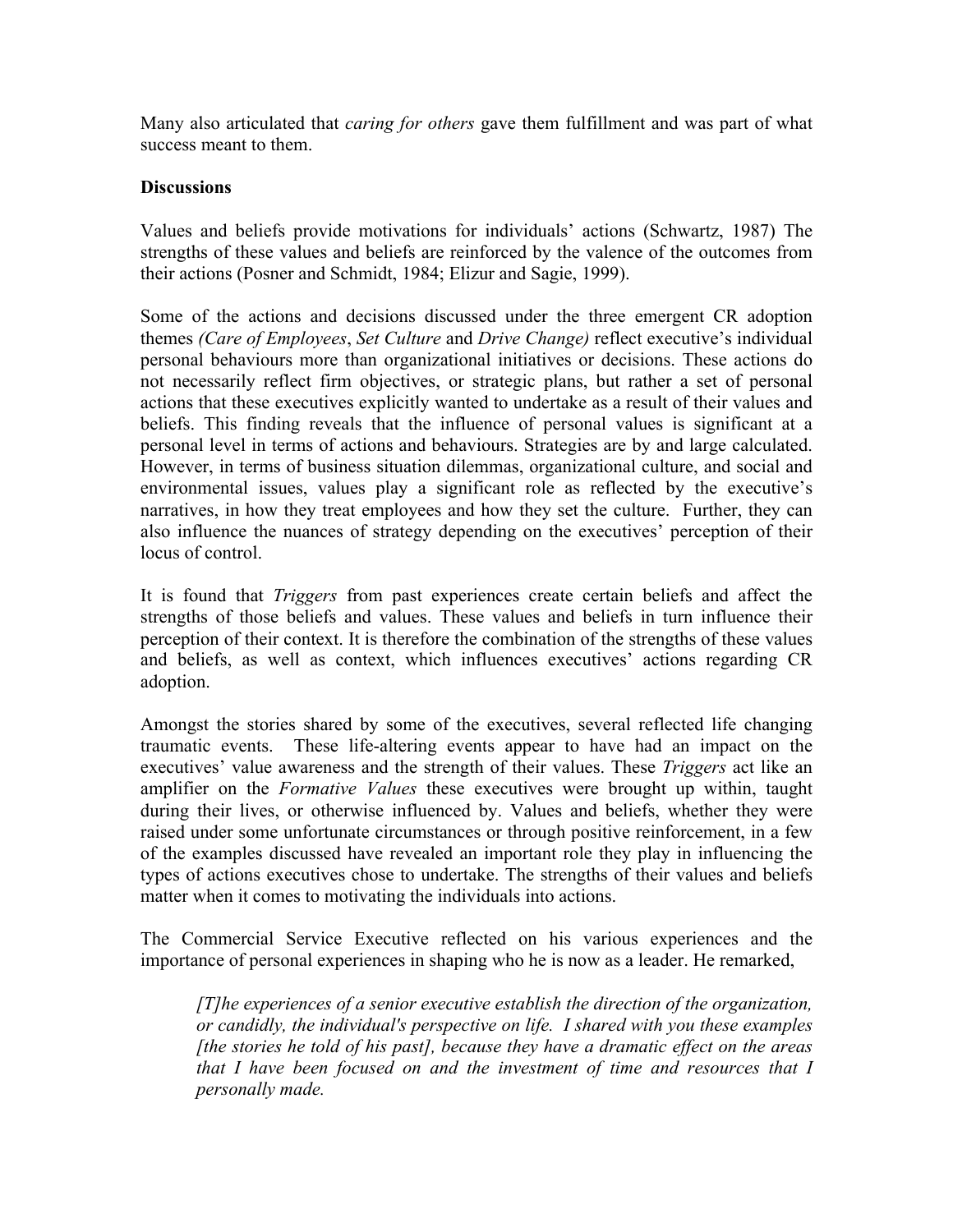Many also articulated that *caring for others* gave them fulfillment and was part of what success meant to them.

**Discussions**

Values and beliefs provide motivations for individuals' actions (Schwartz, 1987) The strengths of these values and beliefs are reinforced by the valence of the outcomes from their actions (Posner and Schmidt, 1984; Elizur and Sagie, 1999).

Some of the actions and decisions discussed under the three emergent CR adoption themes *(Care of Employees*, *Set Culture* and *Drive Change)* reflect executive's individual personal behaviours more than organizational initiatives or decisions. These actions do not necessarily reflect firm objectives, or strategic plans, but rather a set of personal actions that these executives explicitly wanted to undertake as a result of their values and beliefs. This finding reveals that the influence of personal values is significant at a personal level in terms of actions and behaviours. Strategies are by and large calculated. However, in terms of business situation dilemmas, organizational culture, and social and environmental issues, values play a significant role as reflected by the executive's narratives, in how they treat employees and how they set the culture. Further, they can also influence the nuances of strategy depending on the executives' perception of their locus of control.

It is found that *Triggers* from past experiences create certain beliefs and affect the strengths of those beliefs and values. These values and beliefs in turn influence their perception of their context. It is therefore the combination of the strengths of these values and beliefs, as well as context, which influences executives' actions regarding CR adoption.

Amongst the stories shared by some of the executives, several reflected life changing traumatic events. These life-altering events appear to have had an impact on the executives' value awareness and the strength of their values. These *Triggers* act like an amplifier on the *Formative Values* these executives were brought up within, taught during their lives, or otherwise influenced by. Values and beliefs, whether they were raised under some unfortunate circumstances or through positive reinforcement, in a few of the examples discussed have revealed an important role they play in influencing the types of actions executives chose to undertake. The strengths of their values and beliefs matter when it comes to motivating the individuals into actions.

The Commercial Service Executive reflected on his various experiences and the importance of personal experiences in shaping who he is now as a leader. He remarked,

> *[T]he experiences of a senior executive establish the direction of the organization, or candidly, the individual's perspective on life. I shared with you these examples [the stories he told of his past], because they have a dramatic effect on the areas that I have been focused on and the investment of time and resources that I personally made.*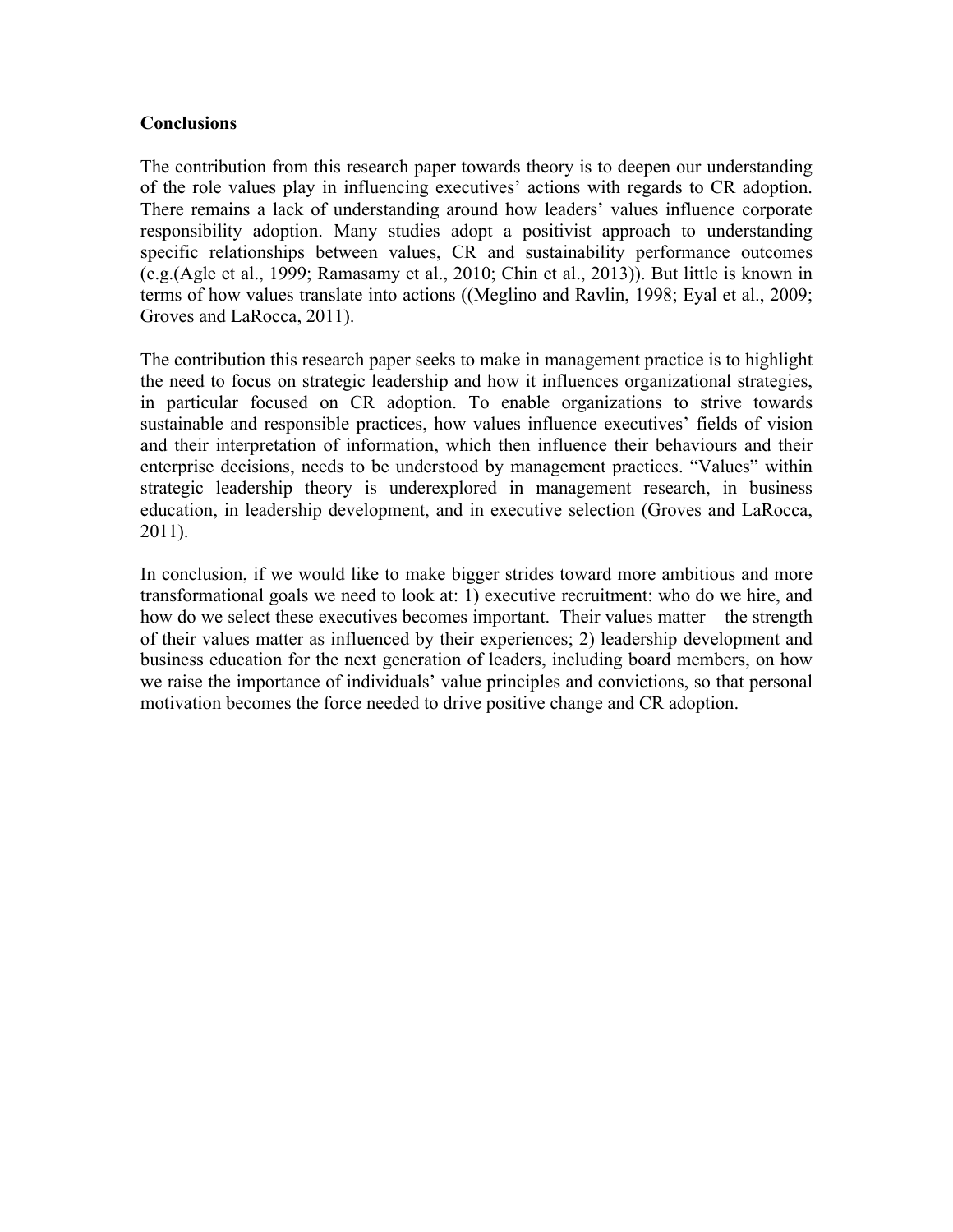**Conclusions**

The contribution from this research paper towards theory is to deepen our understanding of the role values play in influencing executives' actions with regards to CR adoption. There remains a lack of understanding around how leaders' values influence corporate responsibility adoption. Many studies adopt a positivist approach to understanding specific relationships between values, CR and sustainability performance outcomes (e.g.(Agle et al., 1999; Ramasamy et al., 2010; Chin et al., 2013)). But little is known in terms of how values translate into actions ((Meglino and Ravlin, 1998; Eyal et al., 2009; Groves and LaRocca, 2011).

The contribution this research paper seeks to make in management practice is to highlight the need to focus on strategic leadership and how it influences organizational strategies, in particular focused on CR adoption. To enable organizations to strive towards sustainable and responsible practices, how values influence executives' fields of vision and their interpretation of information, which then influence their behaviours and their enterprise decisions, needs to be understood by management practices. "Values" within strategic leadership theory is underexplored in management research, in business education, in leadership development, and in executive selection (Groves and LaRocca, 2011).

In conclusion, if we would like to make bigger strides toward more ambitious and more transformational goals we need to look at: 1) executive recruitment: who do we hire, and how do we select these executives becomes important. Their values matter – the strength of their values matter as influenced by their experiences; 2) leadership development and business education for the next generation of leaders, including board members, on how we raise the importance of individuals' value principles and convictions, so that personal motivation becomes the force needed to drive positive change and CR adoption.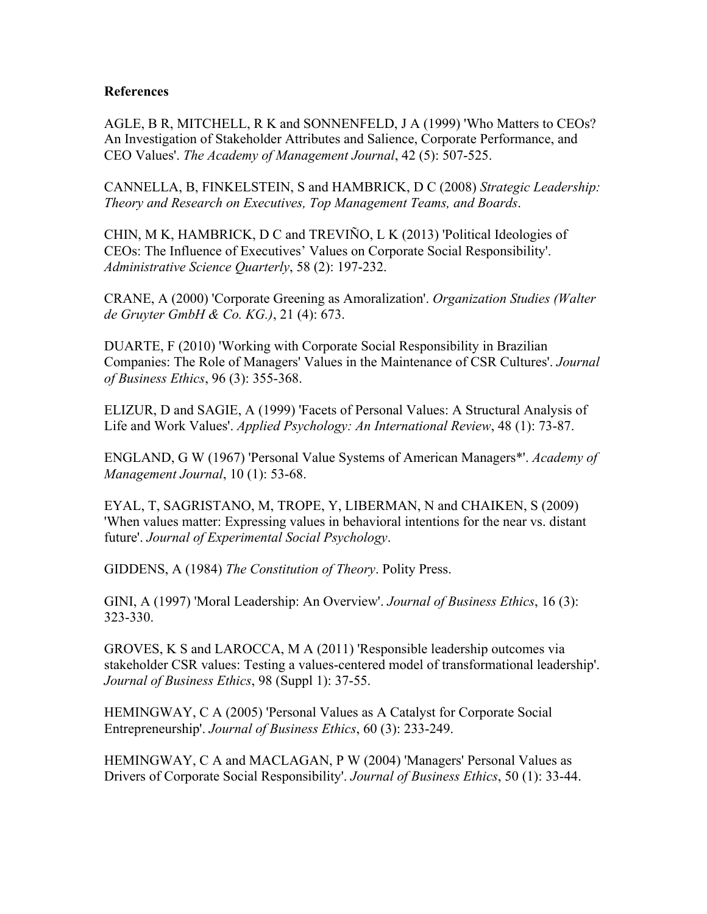**References**

AGLE, B R, MITCHELL, R K and SONNENFELD, J A (1999) 'Who Matters to CEOs? An Investigation of Stakeholder Attributes and Salience, Corporate Performance, and CEO Values'. *The Academy of Management Journal*, 42 (5): 507-525.

CANNELLA, B, FINKELSTEIN, S and HAMBRICK, D C (2008) *Strategic Leadership: Theory and Research on Executives, Top Management Teams, and Boards*.

CHIN, M K, HAMBRICK, D C and TREVIÑO, L K (2013) 'Political Ideologies of CEOs: The Influence of Executives' Values on Corporate Social Responsibility'. *Administrative Science Quarterly*, 58 (2): 197-232.

CRANE, A (2000) 'Corporate Greening as Amoralization'. *Organization Studies (Walter de Gruyter GmbH & Co. KG.)*, 21 (4): 673.

DUARTE, F (2010) 'Working with Corporate Social Responsibility in Brazilian Companies: The Role of Managers' Values in the Maintenance of CSR Cultures'. *Journal of Business Ethics*, 96 (3): 355-368.

ELIZUR, D and SAGIE, A (1999) 'Facets of Personal Values: A Structural Analysis of Life and Work Values'. *Applied Psychology: An International Review*, 48 (1): 73-87.

ENGLAND, G W (1967) 'Personal Value Systems of American Managers*'. *Academy of Management Journal*, 10 (1): 53-68.

EYAL, T, SAGRISTANO, M, TROPE, Y, LIBERMAN, N and CHAIKEN, S (2009) 'When values matter: Expressing values in behavioral intentions for the near vs. distant future'. *Journal of Experimental Social Psychology*.

GIDDENS, A (1984) *The Constitution of Theory*. Polity Press.

GINI, A (1997) 'Moral Leadership: An Overview'. *Journal of Business Ethics*, 16 (3): 323-330.

GROVES, K S and LAROCCA, M A (2011) 'Responsible leadership outcomes via stakeholder CSR values: Testing a values-centered model of transformational leadership'. *Journal of Business Ethics*, 98 (Suppl 1): 37-55.

HEMINGWAY, C A (2005) 'Personal Values as A Catalyst for Corporate Social Entrepreneurship'. *Journal of Business Ethics*, 60 (3): 233-249.

HEMINGWAY, C A and MACLAGAN, P W (2004) 'Managers' Personal Values as Drivers of Corporate Social Responsibility'. *Journal of Business Ethics*, 50 (1): 33-44.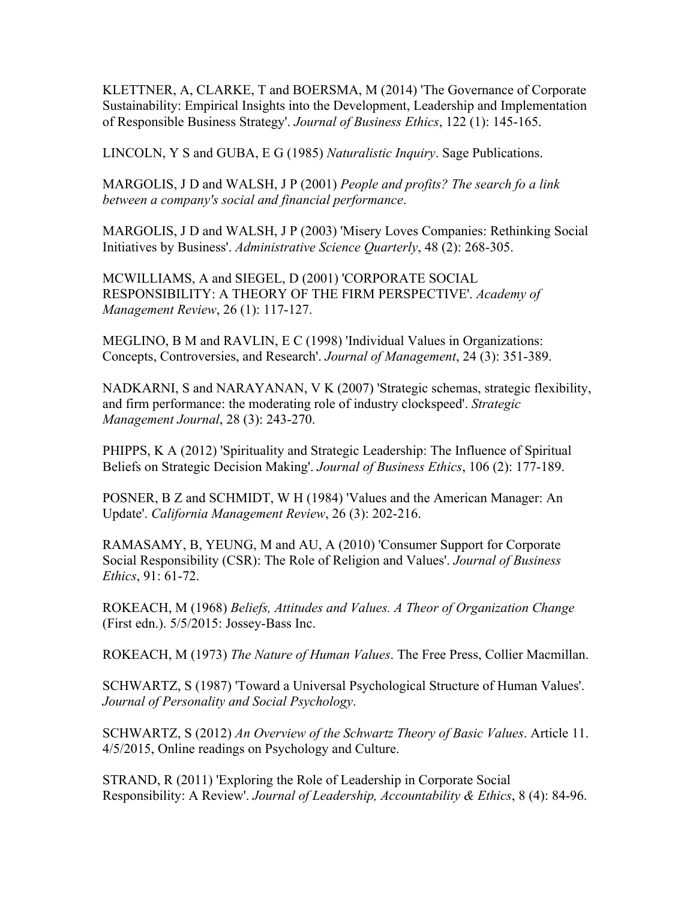KLETTNER, A, CLARKE, T and BOERSMA, M (2014) 'The Governance of Corporate Sustainability: Empirical Insights into the Development, Leadership and Implementation of Responsible Business Strategy'. *Journal of Business Ethics*, 122 (1): 145-165.

LINCOLN, Y S and GUBA, E G (1985) *Naturalistic Inquiry*. Sage Publications.

MARGOLIS, J D and WALSH, J P (2001) *People and profits? The search fo a link between a company's social and financial performance*.

MARGOLIS, J D and WALSH, J P (2003) 'Misery Loves Companies: Rethinking Social Initiatives by Business'. *Administrative Science Quarterly*, 48 (2): 268-305.

MCWILLIAMS, A and SIEGEL, D (2001) 'CORPORATE SOCIAL RESPONSIBILITY: A THEORY OF THE FIRM PERSPECTIVE'. *Academy of Management Review*, 26 (1): 117-127.

MEGLINO, B M and RAVLIN, E C (1998) 'Individual Values in Organizations: Concepts, Controversies, and Research'. *Journal of Management*, 24 (3): 351-389.

NADKARNI, S and NARAYANAN, V K (2007) 'Strategic schemas, strategic flexibility, and firm performance: the moderating role of industry clockspeed'. *Strategic Management Journal*, 28 (3): 243-270.

PHIPPS, K A (2012) 'Spirituality and Strategic Leadership: The Influence of Spiritual Beliefs on Strategic Decision Making'. *Journal of Business Ethics*, 106 (2): 177-189.

POSNER, B Z and SCHMIDT, W H (1984) 'Values and the American Manager: An Update'. *California Management Review*, 26 (3): 202-216.

RAMASAMY, B, YEUNG, M and AU, A (2010) 'Consumer Support for Corporate Social Responsibility (CSR): The Role of Religion and Values'. *Journal of Business Ethics*, 91: 61-72.

ROKEACH, M (1968) *Beliefs, Attitudes and Values. A Theor of Organization Change* (First edn.). 5/5/2015: Jossey-Bass Inc.

ROKEACH, M (1973) *The Nature of Human Values*. The Free Press, Collier Macmillan.

SCHWARTZ, S (1987) 'Toward a Universal Psychological Structure of Human Values'. *Journal of Personality and Social Psychology*.

SCHWARTZ, S (2012) *An Overview of the Schwartz Theory of Basic Values*. Article 11. 4/5/2015, Online readings on Psychology and Culture.

STRAND, R (2011) 'Exploring the Role of Leadership in Corporate Social Responsibility: A Review'. *Journal of Leadership, Accountability & Ethics*, 8 (4): 84-96.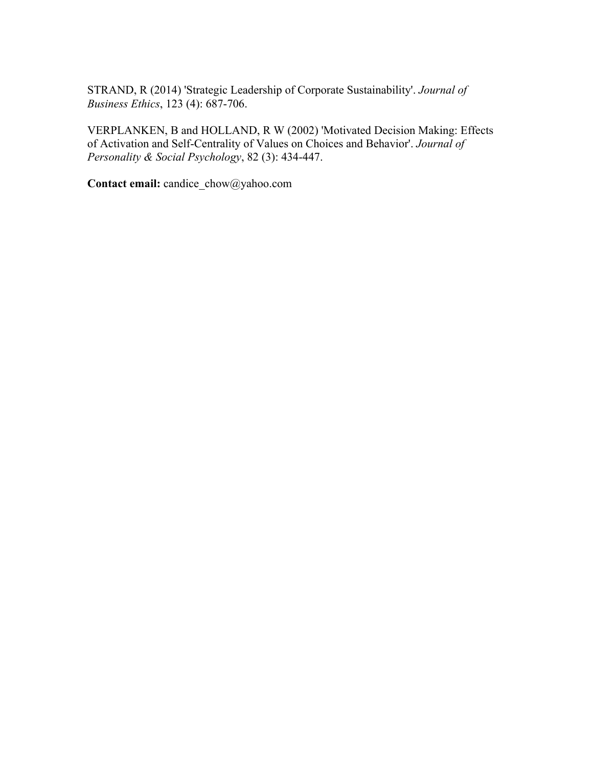STRAND, R (2014) 'Strategic Leadership of Corporate Sustainability'. *Journal of Business Ethics*, 123 (4): 687-706.

VERPLANKEN, B and HOLLAND, R W (2002) 'Motivated Decision Making: Effects of Activation and Self-Centrality of Values on Choices and Behavior'. *Journal of Personality & Social Psychology*, 82 (3): 434-447.

**Contact email:** candice_chow@yahoo.com